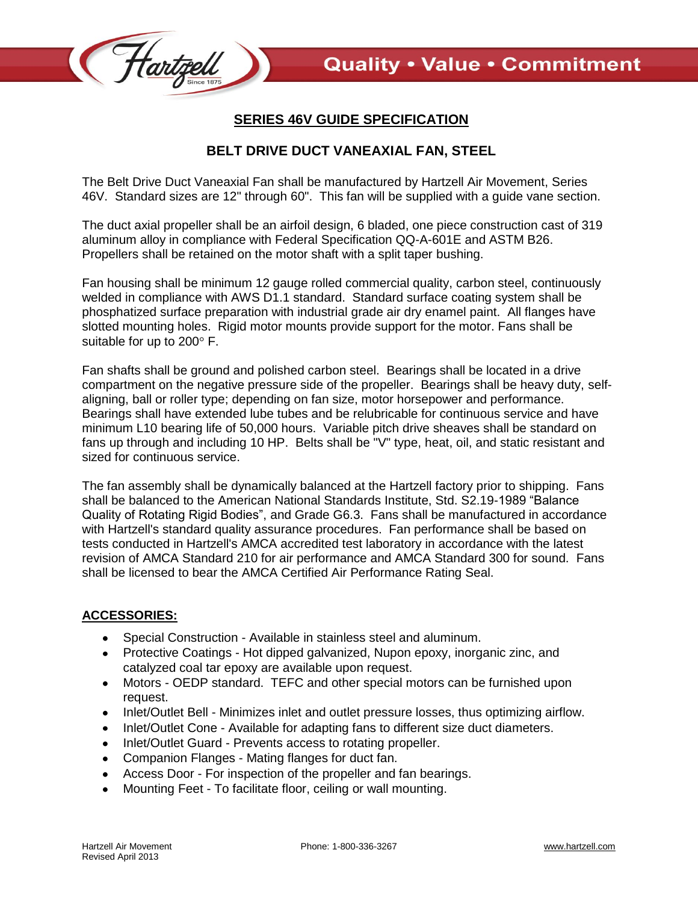# SERIES 46V GUIDE SPECIFICATION

## BELT DRIVE DUCT VANEAXIAL FAN, STEEL

The Belt Drive Duct Vaneaxial Fan shall be manufactured by Hartzell Air Movement, Series 46V. Standard sizes are 12" through 60". This fan will be supplied with a guide vane section.

The duct axial propeller shall be an airfoil design, 6 bladed, one piece construction cast of 319 aluminum alloy in compliance with Federal Specification QQ-A-601E and ASTM B26. Propellers shall be retained on the motor shaft with a split taper bushing.

Fan housing shall be minimum 12 gauge rolled commercial quality, carbon steel, continuously welded in compliance with AWS D1.1 standard. Standard surface coating system shall be phosphatized surface preparation with industrial grade air dry enamel paint. All flanges have slotted mounting holes. Rigid motor mounts provide support for the motor. Fans shall be suitable for up to 200° F.

Fan shafts shall be ground and polished carbon steel. Bearings shall be located in a drive compartment on the negative pressure side of the propeller. Bearings shall be heavy duty, self-aligning, ball or roller type; depending on fan size, motor horsepower and performance. Bearings shall have extended lube tubes and be relubricable for continuous service and have minimum L10 bearing life of 50,000 hours. Variable pitch drive sheaves shall be standard on fans up through and including 10 HP. Belts shall be "V" type, heat, oil, and static resistant and sized for continuous service.

The fan assembly shall be dynamically balanced at the Hartzell factory prior to shipping. Fans shall be balanced to the American National Standards Institute, Std. S2.19-1989 "Balance Quality of Rotating Rigid Bodies", and Grade G6.3. Fans shall be manufactured in accordance with Hartzell's standard quality assurance procedures. Fan performance shall be based on tests conducted in Hartzell's AMCA accredited test laboratory in accordance with the latest revision of AMCA Standard 210 for air performance and AMCA Standard 300 for sound. Fans shall be licensed to bear the AMCA Certified Air Performance Rating Seal.

## ACCESSORIES:

- Special Construction - Available in stainless steel and aluminum.
- Protective Coatings - Hot dipped galvanized, Nupon epoxy, inorganic zinc, and catalyzed coal tar epoxy are available upon request.
- Motors - OEDP standard. TEFC and other special motors can be furnished upon request.
- Inlet/Outlet Bell - Minimizes inlet and outlet pressure losses, thus optimizing airflow.
- Inlet/Outlet Cone - Available for adapting fans to different size duct diameters.
- Inlet/Outlet Guard - Prevents access to rotating propeller.
- Companion Flanges - Mating flanges for duct fan.
- Access Door - For inspection of the propeller and fan bearings.
- Mounting Feet - To facilitate floor, ceiling or wall mounting.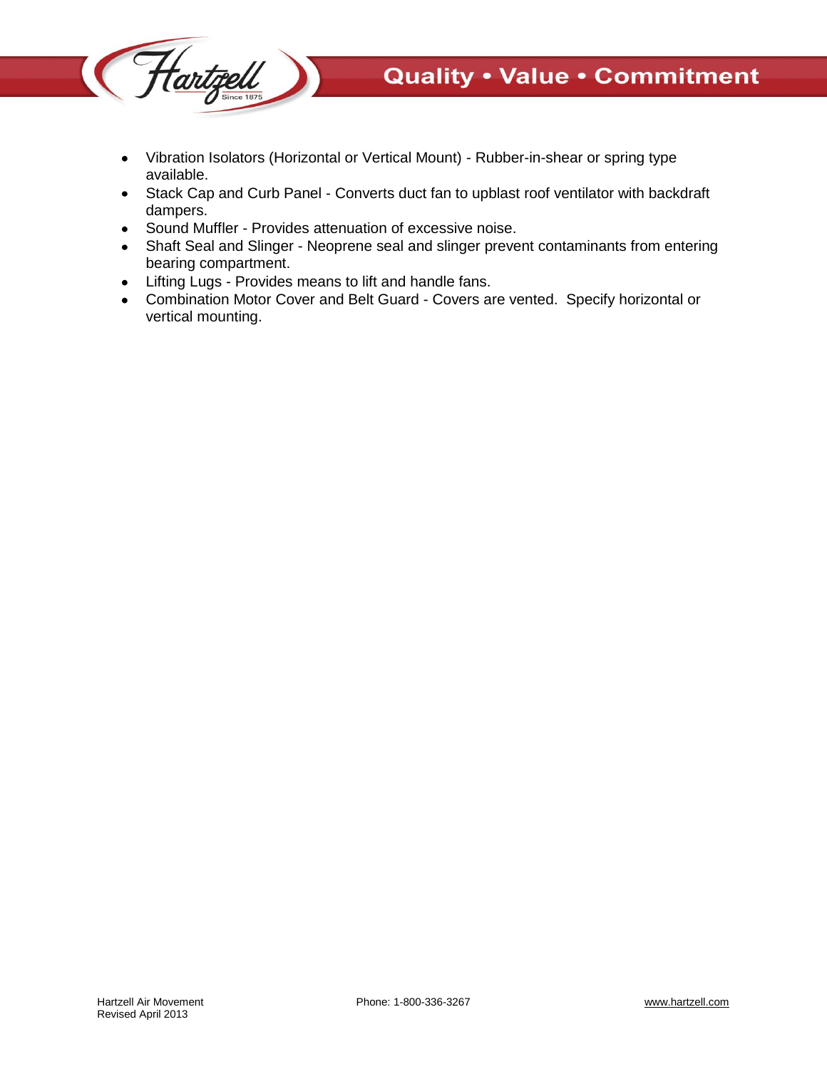- Vibration Isolators (Horizontal or Vertical Mount) - Rubber-in-shear or spring type available.
- Stack Cap and Curb Panel - Converts duct fan to upblast roof ventilator with backdraft dampers.
- Sound Muffler - Provides attenuation of excessive noise.
- Shaft Seal and Slinger - Neoprene seal and slinger prevent contaminants from entering bearing compartment.
- Lifting Lugs - Provides means to lift and handle fans.
- Combination Motor Cover and Belt Guard - Covers are vented.  Specify horizontal or vertical mounting.